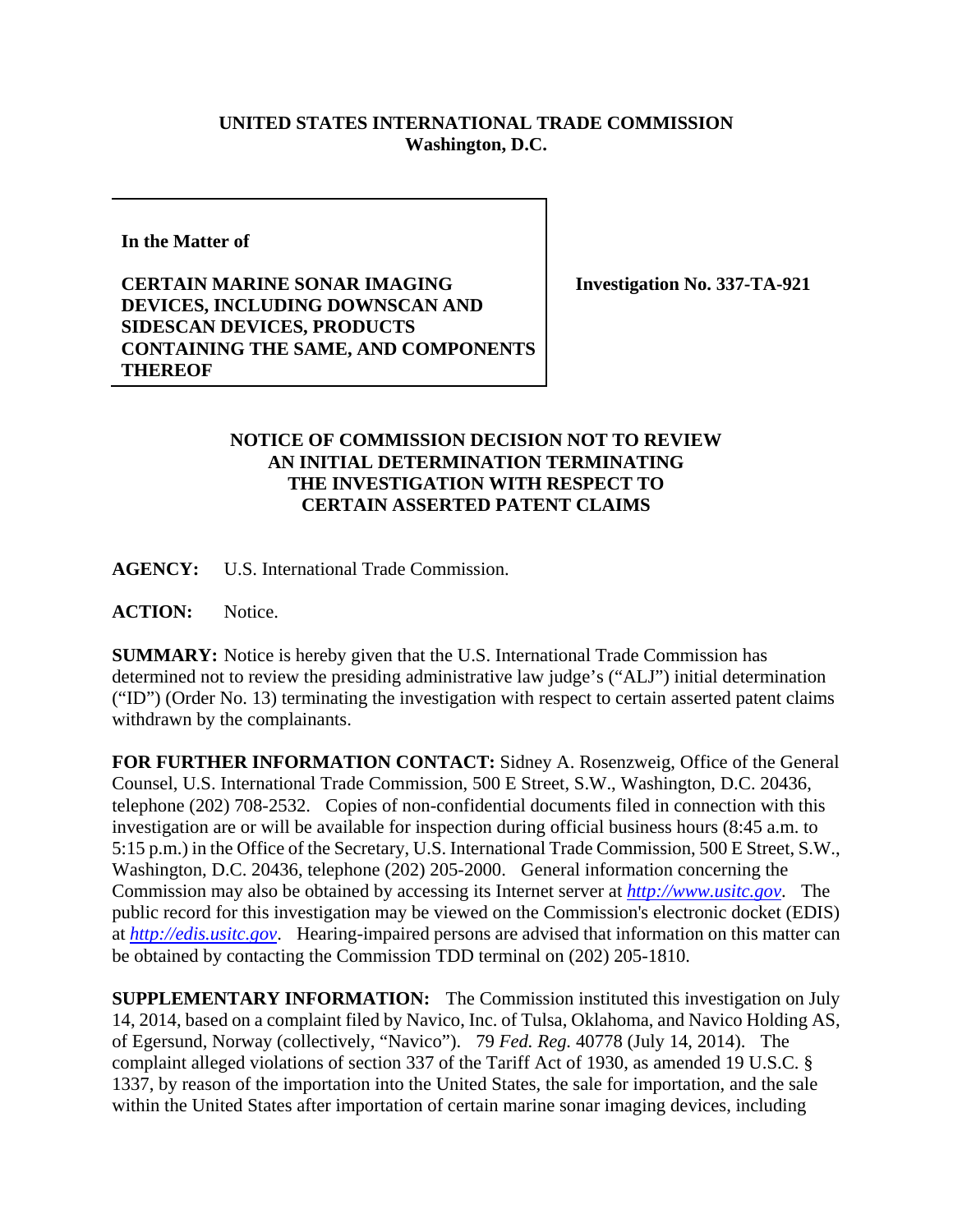**UNITED STATES INTERNATIONAL TRADE COMMISSION**
**Washington, D.C.**

| | |
|---|---|
| **In the Matter of**<br><br>**CERTAIN MARINE SONAR IMAGING DEVICES, INCLUDING DOWNSCAN AND SIDESCAN DEVICES, PRODUCTS CONTAINING THE SAME, AND COMPONENTS THEREOF** | **Investigation No. 337-TA-921** |

**NOTICE OF COMMISSION DECISION NOT TO REVIEW AN INITIAL DETERMINATION TERMINATING THE INVESTIGATION WITH RESPECT TO CERTAIN ASSERTED PATENT CLAIMS**

**AGENCY:** U.S. International Trade Commission.

**ACTION:** Notice.

**SUMMARY:** Notice is hereby given that the U.S. International Trade Commission has determined not to review the presiding administrative law judge's ("ALJ") initial determination ("ID") (Order No. 13) terminating the investigation with respect to certain asserted patent claims withdrawn by the complainants.

**FOR FURTHER INFORMATION CONTACT:** Sidney A. Rosenzweig, Office of the General Counsel, U.S. International Trade Commission, 500 E Street, S.W., Washington, D.C. 20436, telephone (202) 708-2532. Copies of non-confidential documents filed in connection with this investigation are or will be available for inspection during official business hours (8:45 a.m. to 5:15 p.m.) in the Office of the Secretary, U.S. International Trade Commission, 500 E Street, S.W., Washington, D.C. 20436, telephone (202) 205-2000. General information concerning the Commission may also be obtained by accessing its Internet server at *http://www.usitc.gov*. The public record for this investigation may be viewed on the Commission's electronic docket (EDIS) at *http://edis.usitc.gov*. Hearing-impaired persons are advised that information on this matter can be obtained by contacting the Commission TDD terminal on (202) 205-1810.

**SUPPLEMENTARY INFORMATION:** The Commission instituted this investigation on July 14, 2014, based on a complaint filed by Navico, Inc. of Tulsa, Oklahoma, and Navico Holding AS, of Egersund, Norway (collectively, "Navico"). 79 *Fed. Reg.* 40778 (July 14, 2014). The complaint alleged violations of section 337 of the Tariff Act of 1930, as amended 19 U.S.C. § 1337, by reason of the importation into the United States, the sale for importation, and the sale within the United States after importation of certain marine sonar imaging devices, including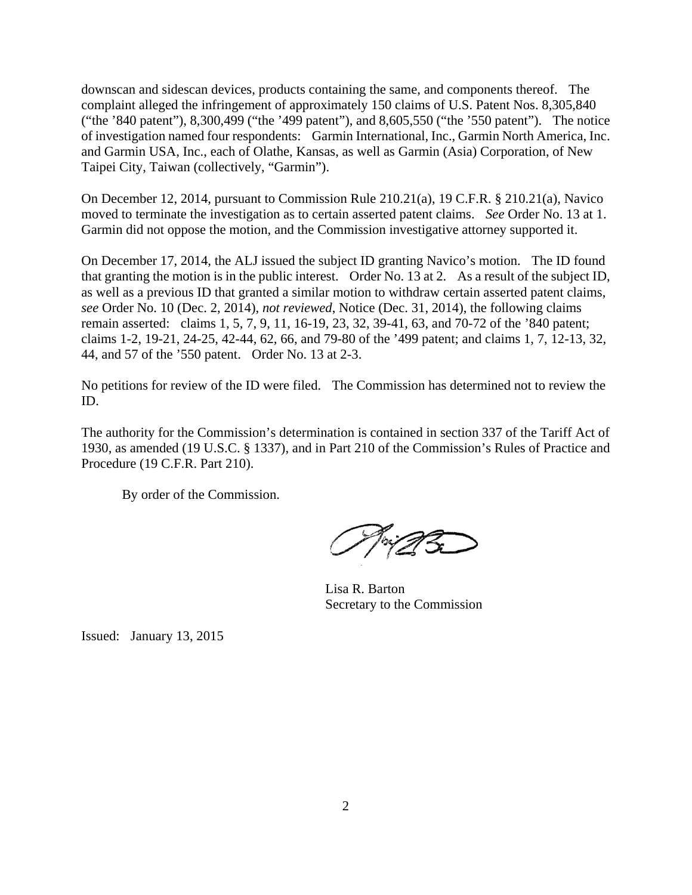downscan and sidescan devices, products containing the same, and components thereof. The complaint alleged the infringement of approximately 150 claims of U.S. Patent Nos. 8,305,840 ("the '840 patent"), 8,300,499 ("the '499 patent"), and 8,605,550 ("the '550 patent"). The notice of investigation named four respondents: Garmin International, Inc., Garmin North America, Inc. and Garmin USA, Inc., each of Olathe, Kansas, as well as Garmin (Asia) Corporation, of New Taipei City, Taiwan (collectively, "Garmin").

On December 12, 2014, pursuant to Commission Rule 210.21(a), 19 C.F.R. § 210.21(a), Navico moved to terminate the investigation as to certain asserted patent claims. *See* Order No. 13 at 1. Garmin did not oppose the motion, and the Commission investigative attorney supported it.

On December 17, 2014, the ALJ issued the subject ID granting Navico's motion. The ID found that granting the motion is in the public interest. Order No. 13 at 2. As a result of the subject ID, as well as a previous ID that granted a similar motion to withdraw certain asserted patent claims, *see* Order No. 10 (Dec. 2, 2014), *not reviewed*, Notice (Dec. 31, 2014), the following claims remain asserted: claims 1, 5, 7, 9, 11, 16-19, 23, 32, 39-41, 63, and 70-72 of the '840 patent; claims 1-2, 19-21, 24-25, 42-44, 62, 66, and 79-80 of the '499 patent; and claims 1, 7, 12-13, 32, 44, and 57 of the '550 patent. Order No. 13 at 2-3.

No petitions for review of the ID were filed. The Commission has determined not to review the ID.

The authority for the Commission's determination is contained in section 337 of the Tariff Act of 1930, as amended (19 U.S.C. § 1337), and in Part 210 of the Commission's Rules of Practice and Procedure (19 C.F.R. Part 210).

By order of the Commission.

Lisa R. Barton
Secretary to the Commission

Issued: January 13, 2015